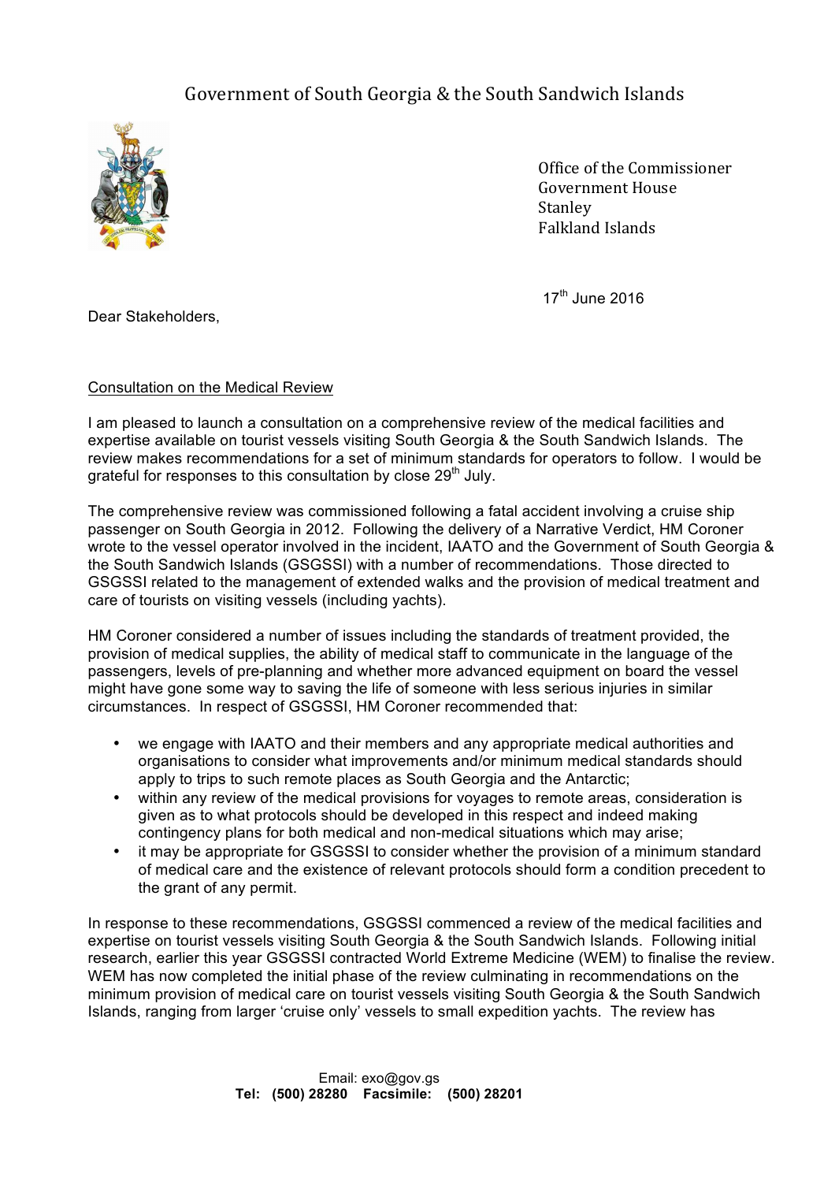# Government of South Georgia & the South Sandwich Islands

Office of the Commissioner
Government House
Stanley
Falkland Islands

17th June 2016

Dear Stakeholders,

<u>Consultation on the Medical Review</u>

I am pleased to launch a consultation on a comprehensive review of the medical facilities and expertise available on tourist vessels visiting South Georgia & the South Sandwich Islands. The review makes recommendations for a set of minimum standards for operators to follow. I would be grateful for responses to this consultation by close 29th July.

The comprehensive review was commissioned following a fatal accident involving a cruise ship passenger on South Georgia in 2012. Following the delivery of a Narrative Verdict, HM Coroner wrote to the vessel operator involved in the incident, IAATO and the Government of South Georgia & the South Sandwich Islands (GSGSSI) with a number of recommendations. Those directed to GSGSSI related to the management of extended walks and the provision of medical treatment and care of tourists on visiting vessels (including yachts).

HM Coroner considered a number of issues including the standards of treatment provided, the provision of medical supplies, the ability of medical staff to communicate in the language of the passengers, levels of pre-planning and whether more advanced equipment on board the vessel might have gone some way to saving the life of someone with less serious injuries in similar circumstances. In respect of GSGSSI, HM Coroner recommended that:

- we engage with IAATO and their members and any appropriate medical authorities and organisations to consider what improvements and/or minimum medical standards should apply to trips to such remote places as South Georgia and the Antarctic;
- within any review of the medical provisions for voyages to remote areas, consideration is given as to what protocols should be developed in this respect and indeed making contingency plans for both medical and non-medical situations which may arise;
- it may be appropriate for GSGSSI to consider whether the provision of a minimum standard of medical care and the existence of relevant protocols should form a condition precedent to the grant of any permit.

In response to these recommendations, GSGSSI commenced a review of the medical facilities and expertise on tourist vessels visiting South Georgia & the South Sandwich Islands. Following initial research, earlier this year GSGSSI contracted World Extreme Medicine (WEM) to finalise the review. WEM has now completed the initial phase of the review culminating in recommendations on the minimum provision of medical care on tourist vessels visiting South Georgia & the South Sandwich Islands, ranging from larger 'cruise only' vessels to small expedition yachts. The review has

Email: exo@gov.gs
**Tel: (500) 28280 Facsimile: (500) 28201**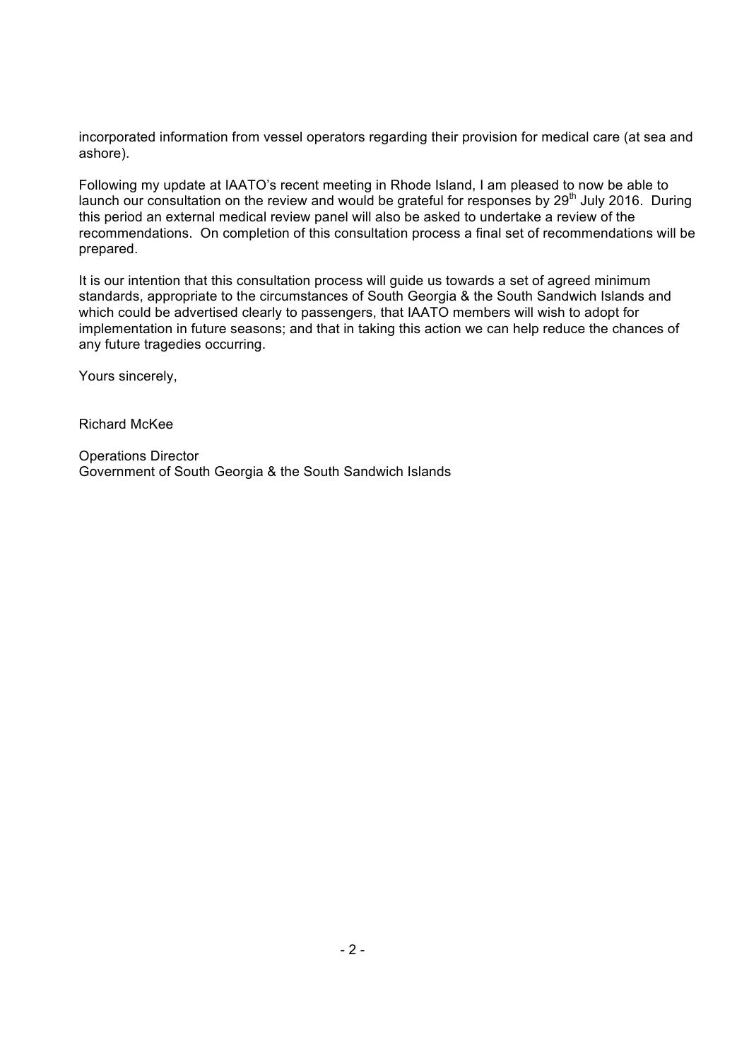incorporated information from vessel operators regarding their provision for medical care (at sea and ashore).

Following my update at IAATO's recent meeting in Rhode Island, I am pleased to now be able to launch our consultation on the review and would be grateful for responses by 29th July 2016. During this period an external medical review panel will also be asked to undertake a review of the recommendations. On completion of this consultation process a final set of recommendations will be prepared.

It is our intention that this consultation process will guide us towards a set of agreed minimum standards, appropriate to the circumstances of South Georgia & the South Sandwich Islands and which could be advertised clearly to passengers, that IAATO members will wish to adopt for implementation in future seasons; and that in taking this action we can help reduce the chances of any future tragedies occurring.

Yours sincerely,

Richard McKee

Operations Director
Government of South Georgia & the South Sandwich Islands